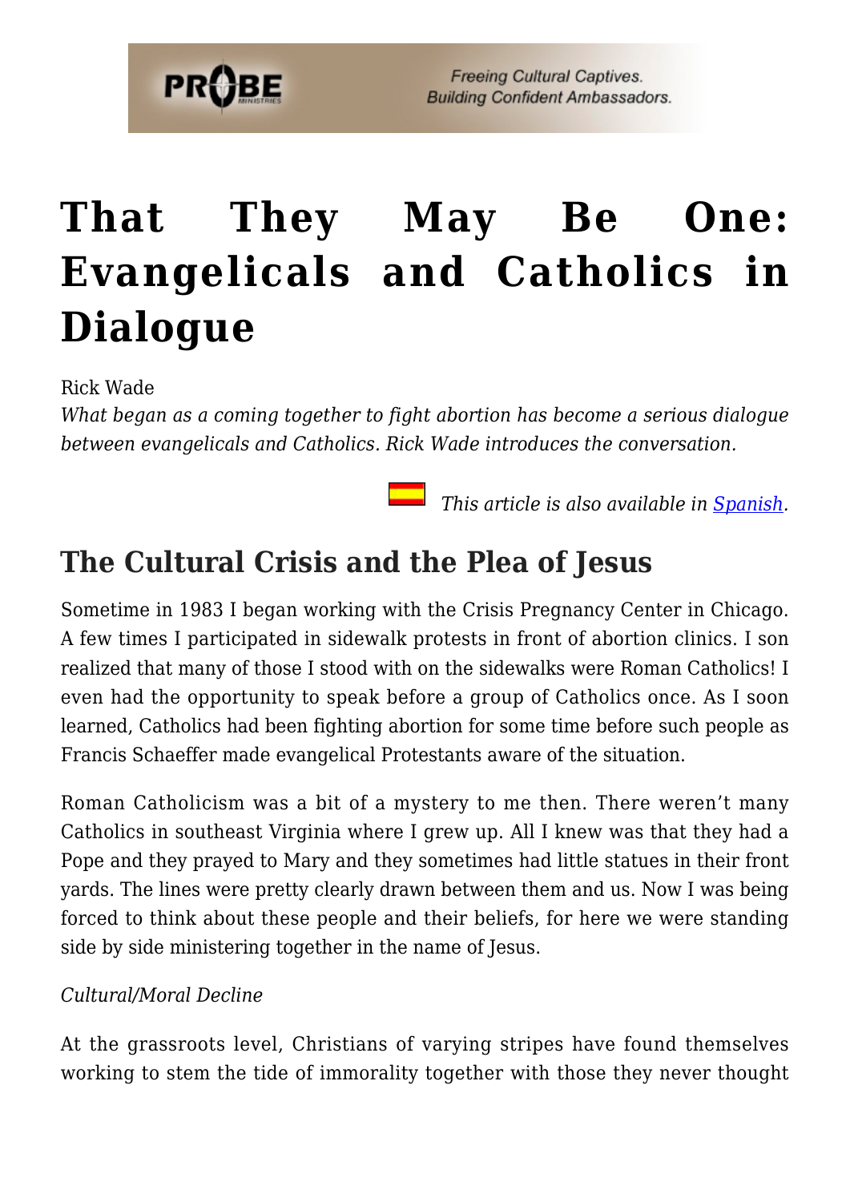# That They May Be One: Evangelicals and Catholics in Dialogue

Rick Wade

*What began as a coming together to fight abortion has become a serious dialogue between evangelicals and Catholics. Rick Wade introduces the conversation.*

*This article is also available in [Spanish](#).*

## The Cultural Crisis and the Plea of Jesus

Sometime in 1983 I began working with the Crisis Pregnancy Center in Chicago. A few times I participated in sidewalk protests in front of abortion clinics. I son realized that many of those I stood with on the sidewalks were Roman Catholics! I even had the opportunity to speak before a group of Catholics once. As I soon learned, Catholics had been fighting abortion for some time before such people as Francis Schaeffer made evangelical Protestants aware of the situation.

Roman Catholicism was a bit of a mystery to me then. There weren't many Catholics in southeast Virginia where I grew up. All I knew was that they had a Pope and they prayed to Mary and they sometimes had little statues in their front yards. The lines were pretty clearly drawn between them and us. Now I was being forced to think about these people and their beliefs, for here we were standing side by side ministering together in the name of Jesus.

*Cultural/Moral Decline*

At the grassroots level, Christians of varying stripes have found themselves working to stem the tide of immorality together with those they never thought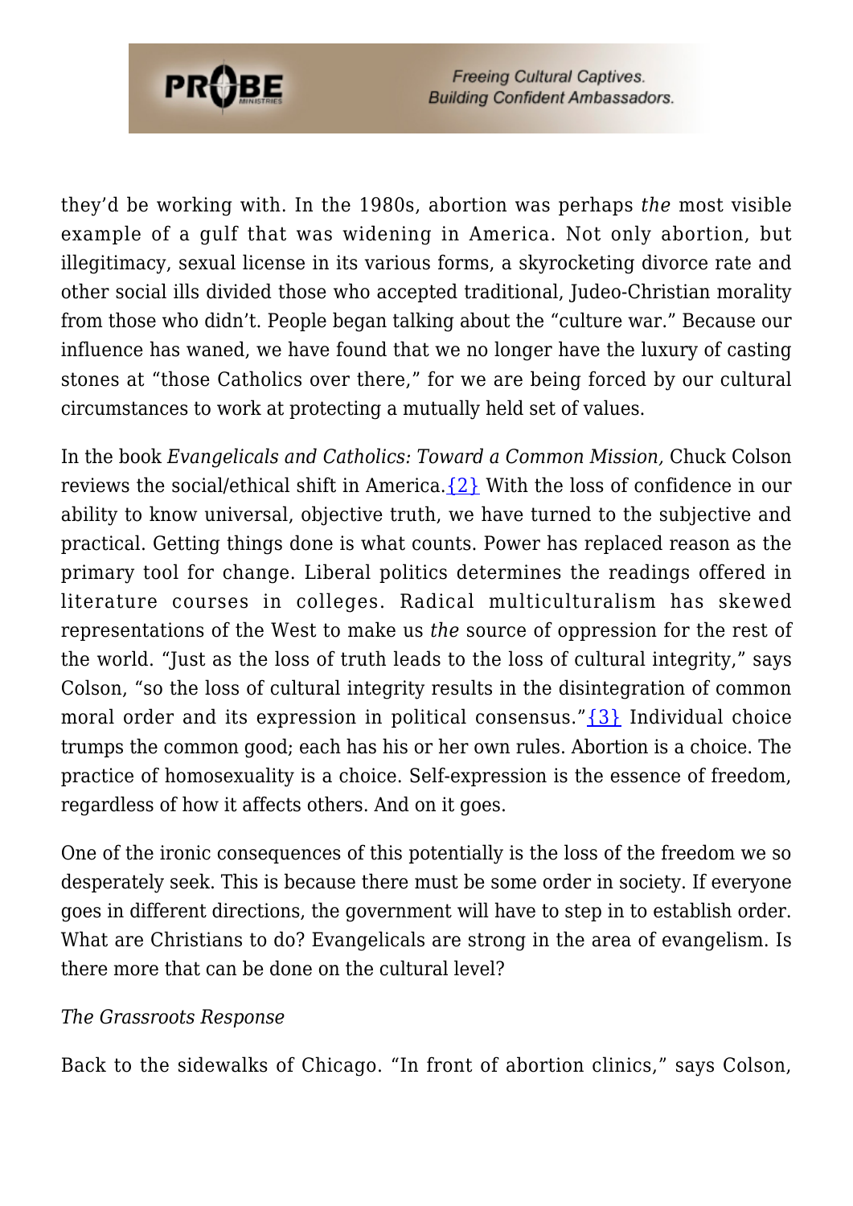they'd be working with. In the 1980s, abortion was perhaps *the* most visible example of a gulf that was widening in America. Not only abortion, but illegitimacy, sexual license in its various forms, a skyrocketing divorce rate and other social ills divided those who accepted traditional, Judeo-Christian morality from those who didn't. People began talking about the "culture war." Because our influence has waned, we have found that we no longer have the luxury of casting stones at "those Catholics over there," for we are being forced by our cultural circumstances to work at protecting a mutually held set of values.

In the book *Evangelicals and Catholics: Toward a Common Mission,* Chuck Colson reviews the social/ethical shift in America.{2} With the loss of confidence in our ability to know universal, objective truth, we have turned to the subjective and practical. Getting things done is what counts. Power has replaced reason as the primary tool for change. Liberal politics determines the readings offered in literature courses in colleges. Radical multiculturalism has skewed representations of the West to make us *the* source of oppression for the rest of the world. "Just as the loss of truth leads to the loss of cultural integrity," says Colson, "so the loss of cultural integrity results in the disintegration of common moral order and its expression in political consensus."{3} Individual choice trumps the common good; each has his or her own rules. Abortion is a choice. The practice of homosexuality is a choice. Self-expression is the essence of freedom, regardless of how it affects others. And on it goes.

One of the ironic consequences of this potentially is the loss of the freedom we so desperately seek. This is because there must be some order in society. If everyone goes in different directions, the government will have to step in to establish order. What are Christians to do? Evangelicals are strong in the area of evangelism. Is there more that can be done on the cultural level?

*The Grassroots Response*

Back to the sidewalks of Chicago. "In front of abortion clinics," says Colson,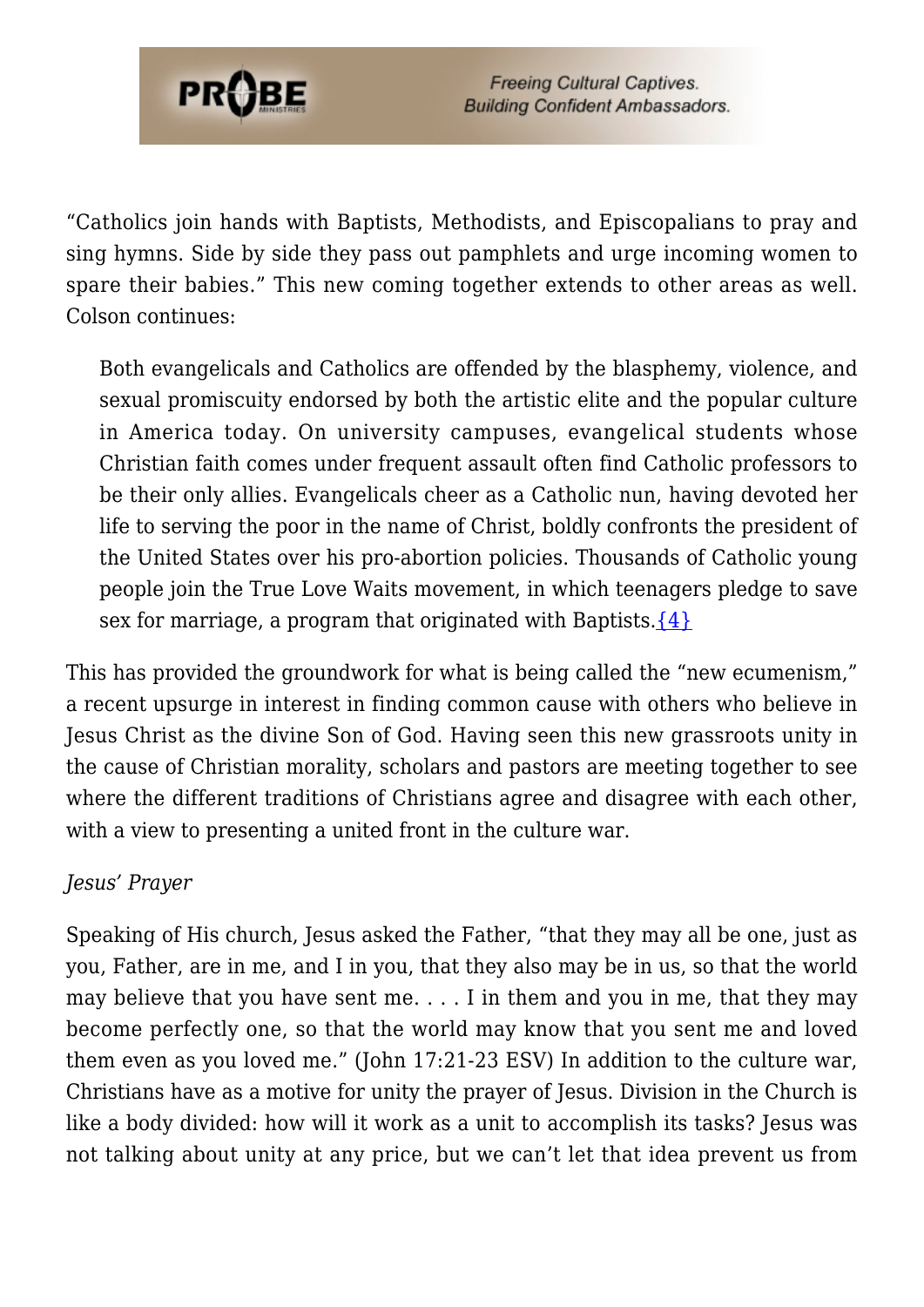"Catholics join hands with Baptists, Methodists, and Episcopalians to pray and sing hymns. Side by side they pass out pamphlets and urge incoming women to spare their babies." This new coming together extends to other areas as well. Colson continues:

> Both evangelicals and Catholics are offended by the blasphemy, violence, and sexual promiscuity endorsed by both the artistic elite and the popular culture in America today. On university campuses, evangelical students whose Christian faith comes under frequent assault often find Catholic professors to be their only allies. Evangelicals cheer as a Catholic nun, having devoted her life to serving the poor in the name of Christ, boldly confronts the president of the United States over his pro-abortion policies. Thousands of Catholic young people join the True Love Waits movement, in which teenagers pledge to save sex for marriage, a program that originated with Baptists.{4}

This has provided the groundwork for what is being called the "new ecumenism," a recent upsurge in interest in finding common cause with others who believe in Jesus Christ as the divine Son of God. Having seen this new grassroots unity in the cause of Christian morality, scholars and pastors are meeting together to see where the different traditions of Christians agree and disagree with each other, with a view to presenting a united front in the culture war.

*Jesus' Prayer*

Speaking of His church, Jesus asked the Father, "that they may all be one, just as you, Father, are in me, and I in you, that they also may be in us, so that the world may believe that you have sent me. . . . I in them and you in me, that they may become perfectly one, so that the world may know that you sent me and loved them even as you loved me." (John 17:21-23 ESV) In addition to the culture war, Christians have as a motive for unity the prayer of Jesus. Division in the Church is like a body divided: how will it work as a unit to accomplish its tasks? Jesus was not talking about unity at any price, but we can't let that idea prevent us from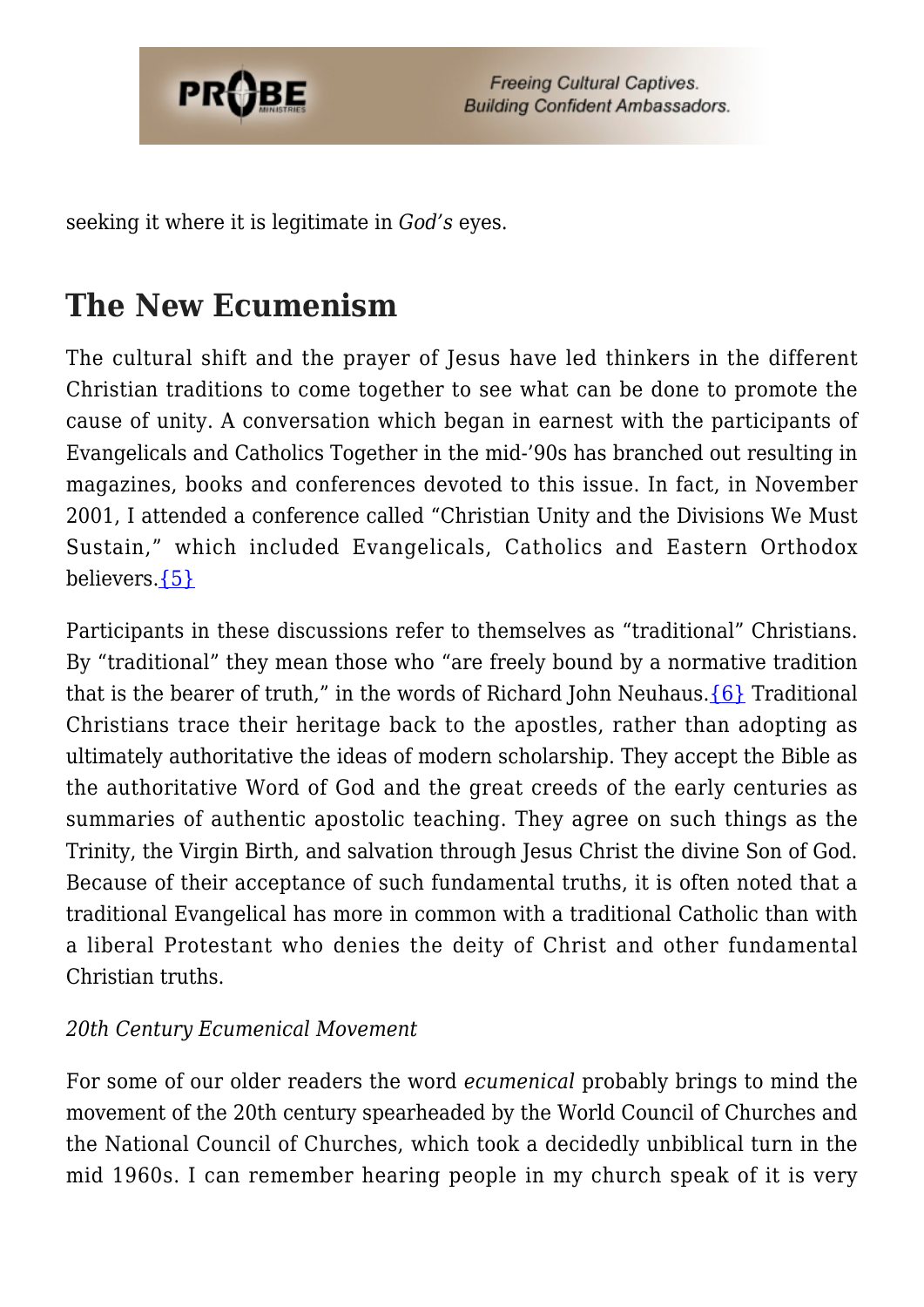seeking it where it is legitimate in *God's* eyes.

## The New Ecumenism

The cultural shift and the prayer of Jesus have led thinkers in the different Christian traditions to come together to see what can be done to promote the cause of unity. A conversation which began in earnest with the participants of Evangelicals and Catholics Together in the mid-'90s has branched out resulting in magazines, books and conferences devoted to this issue. In fact, in November 2001, I attended a conference called "Christian Unity and the Divisions We Must Sustain," which included Evangelicals, Catholics and Eastern Orthodox believers.{5}

Participants in these discussions refer to themselves as "traditional" Christians. By "traditional" they mean those who "are freely bound by a normative tradition that is the bearer of truth," in the words of Richard John Neuhaus.{6} Traditional Christians trace their heritage back to the apostles, rather than adopting as ultimately authoritative the ideas of modern scholarship. They accept the Bible as the authoritative Word of God and the great creeds of the early centuries as summaries of authentic apostolic teaching. They agree on such things as the Trinity, the Virgin Birth, and salvation through Jesus Christ the divine Son of God. Because of their acceptance of such fundamental truths, it is often noted that a traditional Evangelical has more in common with a traditional Catholic than with a liberal Protestant who denies the deity of Christ and other fundamental Christian truths.

*20th Century Ecumenical Movement*

For some of our older readers the word *ecumenical* probably brings to mind the movement of the 20th century spearheaded by the World Council of Churches and the National Council of Churches, which took a decidedly unbiblical turn in the mid 1960s. I can remember hearing people in my church speak of it is very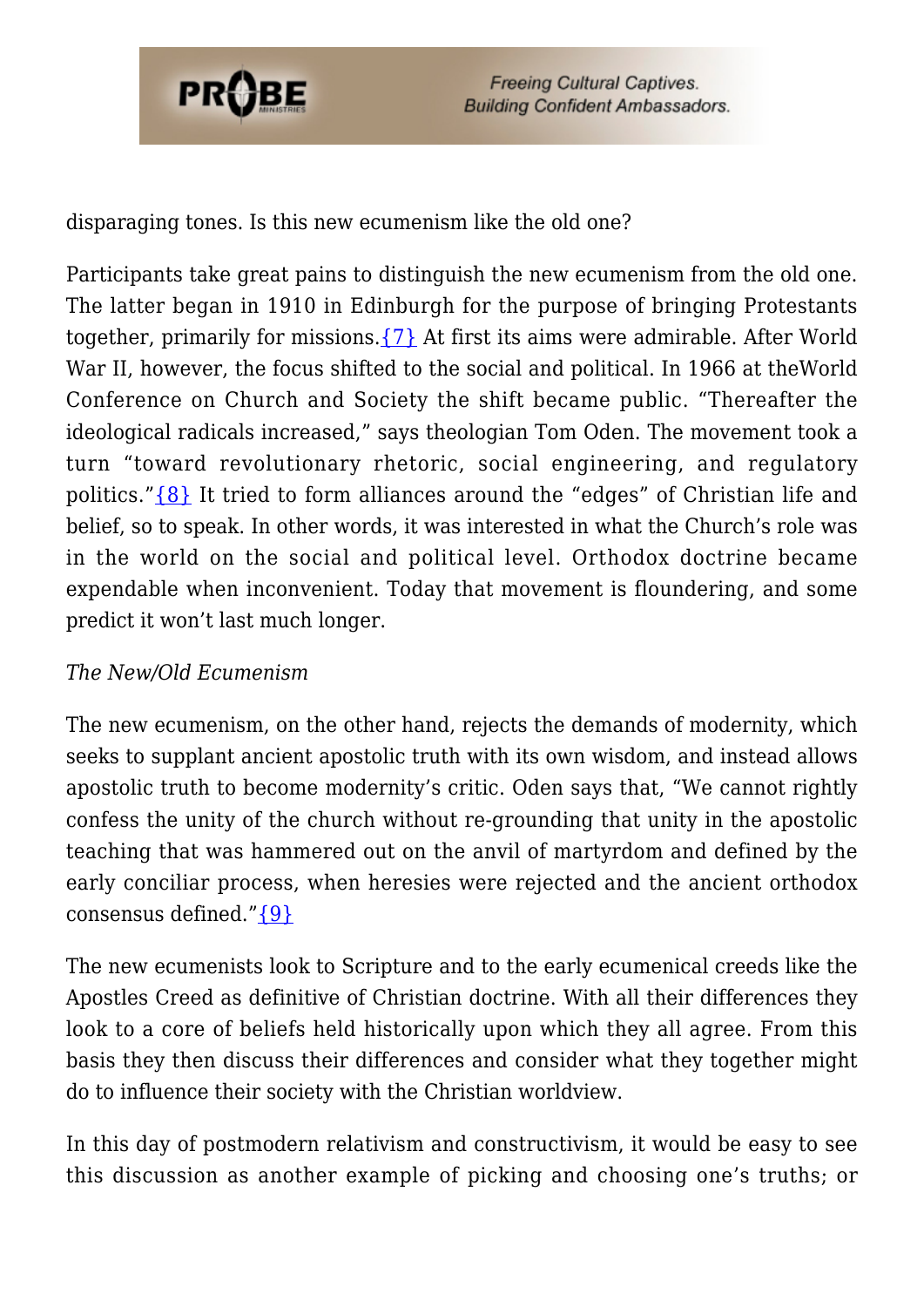disparaging tones. Is this new ecumenism like the old one?

Participants take great pains to distinguish the new ecumenism from the old one. The latter began in 1910 in Edinburgh for the purpose of bringing Protestants together, primarily for missions.{7} At first its aims were admirable. After World War II, however, the focus shifted to the social and political. In 1966 at theWorld Conference on Church and Society the shift became public. "Thereafter the ideological radicals increased," says theologian Tom Oden. The movement took a turn "toward revolutionary rhetoric, social engineering, and regulatory politics."{8} It tried to form alliances around the "edges" of Christian life and belief, so to speak. In other words, it was interested in what the Church's role was in the world on the social and political level. Orthodox doctrine became expendable when inconvenient. Today that movement is floundering, and some predict it won't last much longer.

*The New/Old Ecumenism*

The new ecumenism, on the other hand, rejects the demands of modernity, which seeks to supplant ancient apostolic truth with its own wisdom, and instead allows apostolic truth to become modernity's critic. Oden says that, "We cannot rightly confess the unity of the church without re-grounding that unity in the apostolic teaching that was hammered out on the anvil of martyrdom and defined by the early conciliar process, when heresies were rejected and the ancient orthodox consensus defined."{9}

The new ecumenists look to Scripture and to the early ecumenical creeds like the Apostles Creed as definitive of Christian doctrine. With all their differences they look to a core of beliefs held historically upon which they all agree. From this basis they then discuss their differences and consider what they together might do to influence their society with the Christian worldview.

In this day of postmodern relativism and constructivism, it would be easy to see this discussion as another example of picking and choosing one's truths; or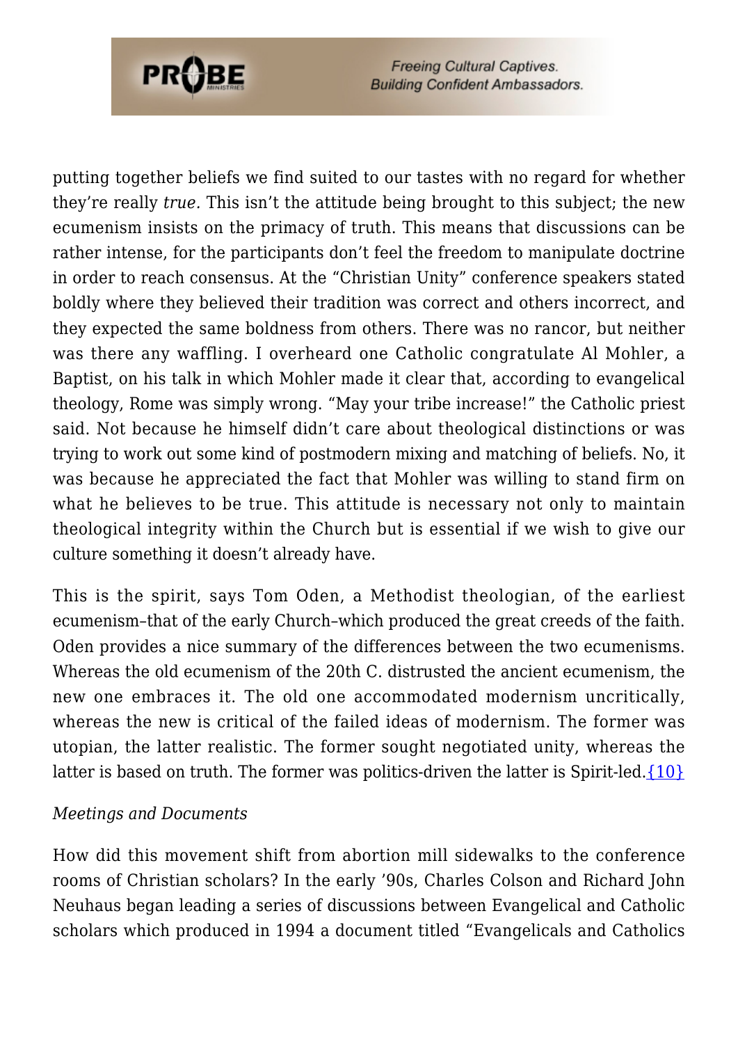putting together beliefs we find suited to our tastes with no regard for whether they're really *true*. This isn't the attitude being brought to this subject; the new ecumenism insists on the primacy of truth. This means that discussions can be rather intense, for the participants don't feel the freedom to manipulate doctrine in order to reach consensus. At the "Christian Unity" conference speakers stated boldly where they believed their tradition was correct and others incorrect, and they expected the same boldness from others. There was no rancor, but neither was there any waffling. I overheard one Catholic congratulate Al Mohler, a Baptist, on his talk in which Mohler made it clear that, according to evangelical theology, Rome was simply wrong. "May your tribe increase!" the Catholic priest said. Not because he himself didn't care about theological distinctions or was trying to work out some kind of postmodern mixing and matching of beliefs. No, it was because he appreciated the fact that Mohler was willing to stand firm on what he believes to be true. This attitude is necessary not only to maintain theological integrity within the Church but is essential if we wish to give our culture something it doesn't already have.

This is the spirit, says Tom Oden, a Methodist theologian, of the earliest ecumenism–that of the early Church–which produced the great creeds of the faith. Oden provides a nice summary of the differences between the two ecumenisms. Whereas the old ecumenism of the 20th C. distrusted the ancient ecumenism, the new one embraces it. The old one accommodated modernism uncritically, whereas the new is critical of the failed ideas of modernism. The former was utopian, the latter realistic. The former sought negotiated unity, whereas the latter is based on truth. The former was politics-driven the latter is Spirit-led.{10}

*Meetings and Documents*

How did this movement shift from abortion mill sidewalks to the conference rooms of Christian scholars? In the early '90s, Charles Colson and Richard John Neuhaus began leading a series of discussions between Evangelical and Catholic scholars which produced in 1994 a document titled "Evangelicals and Catholics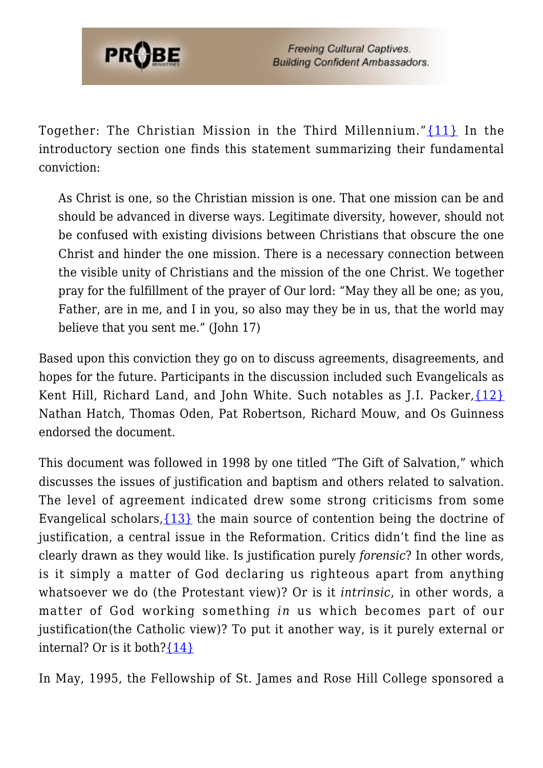Together: The Christian Mission in the Third Millennium."{11} In the introductory section one finds this statement summarizing their fundamental conviction:

> As Christ is one, so the Christian mission is one. That one mission can be and should be advanced in diverse ways. Legitimate diversity, however, should not be confused with existing divisions between Christians that obscure the one Christ and hinder the one mission. There is a necessary connection between the visible unity of Christians and the mission of the one Christ. We together pray for the fulfillment of the prayer of Our lord: "May they all be one; as you, Father, are in me, and I in you, so also may they be in us, that the world may believe that you sent me." (John 17)

Based upon this conviction they go on to discuss agreements, disagreements, and hopes for the future. Participants in the discussion included such Evangelicals as Kent Hill, Richard Land, and John White. Such notables as J.I. Packer,{12} Nathan Hatch, Thomas Oden, Pat Robertson, Richard Mouw, and Os Guinness endorsed the document.

This document was followed in 1998 by one titled "The Gift of Salvation," which discusses the issues of justification and baptism and others related to salvation. The level of agreement indicated drew some strong criticisms from some Evangelical scholars,{13} the main source of contention being the doctrine of justification, a central issue in the Reformation. Critics didn't find the line as clearly drawn as they would like. Is justification purely *forensic*? In other words, is it simply a matter of God declaring us righteous apart from anything whatsoever we do (the Protestant view)? Or is it *intrinsic*, in other words, a matter of God working something *in* us which becomes part of our justification(the Catholic view)? To put it another way, is it purely external or internal? Or is it both?{14}

In May, 1995, the Fellowship of St. James and Rose Hill College sponsored a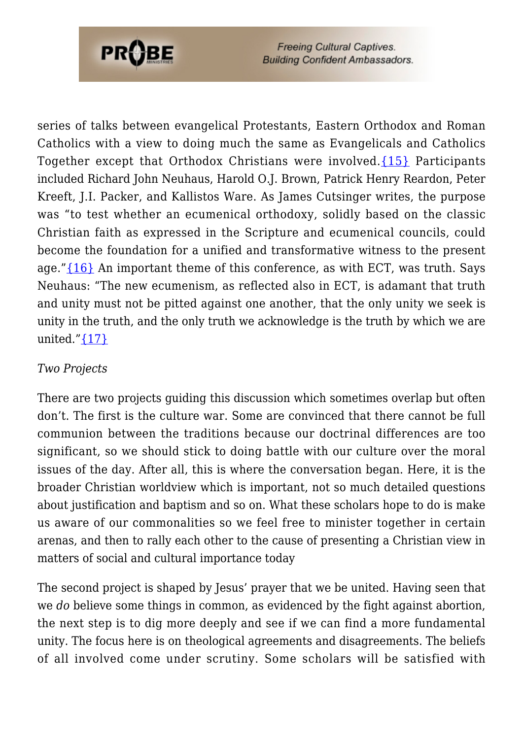series of talks between evangelical Protestants, Eastern Orthodox and Roman Catholics with a view to doing much the same as Evangelicals and Catholics Together except that Orthodox Christians were involved.{15} Participants included Richard John Neuhaus, Harold O.J. Brown, Patrick Henry Reardon, Peter Kreeft, J.I. Packer, and Kallistos Ware. As James Cutsinger writes, the purpose was "to test whether an ecumenical orthodoxy, solidly based on the classic Christian faith as expressed in the Scripture and ecumenical councils, could become the foundation for a unified and transformative witness to the present age."{16} An important theme of this conference, as with ECT, was truth. Says Neuhaus: "The new ecumenism, as reflected also in ECT, is adamant that truth and unity must not be pitted against one another, that the only unity we seek is unity in the truth, and the only truth we acknowledge is the truth by which we are united."{17}

*Two Projects*

There are two projects guiding this discussion which sometimes overlap but often don't. The first is the culture war. Some are convinced that there cannot be full communion between the traditions because our doctrinal differences are too significant, so we should stick to doing battle with our culture over the moral issues of the day. After all, this is where the conversation began. Here, it is the broader Christian worldview which is important, not so much detailed questions about justification and baptism and so on. What these scholars hope to do is make us aware of our commonalities so we feel free to minister together in certain arenas, and then to rally each other to the cause of presenting a Christian view in matters of social and cultural importance today

The second project is shaped by Jesus' prayer that we be united. Having seen that we *do* believe some things in common, as evidenced by the fight against abortion, the next step is to dig more deeply and see if we can find a more fundamental unity. The focus here is on theological agreements and disagreements. The beliefs of all involved come under scrutiny. Some scholars will be satisfied with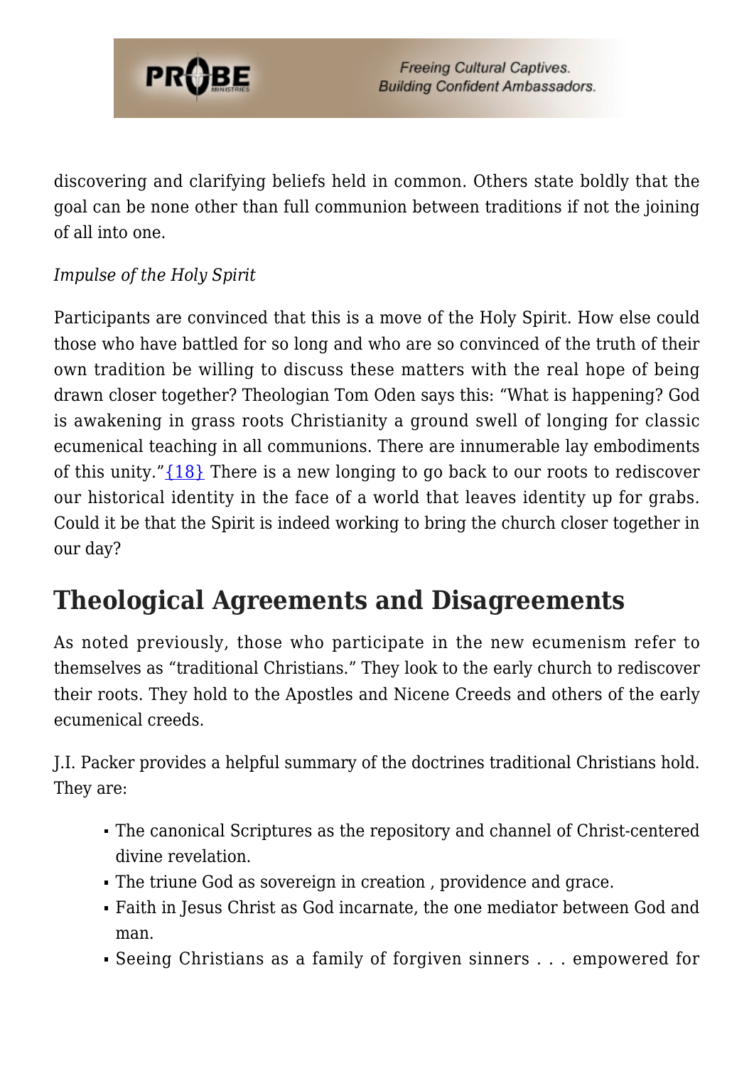discovering and clarifying beliefs held in common. Others state boldly that the goal can be none other than full communion between traditions if not the joining of all into one.

*Impulse of the Holy Spirit*

Participants are convinced that this is a move of the Holy Spirit. How else could those who have battled for so long and who are so convinced of the truth of their own tradition be willing to discuss these matters with the real hope of being drawn closer together? Theologian Tom Oden says this: "What is happening? God is awakening in grass roots Christianity a ground swell of longing for classic ecumenical teaching in all communions. There are innumerable lay embodiments of this unity."{18} There is a new longing to go back to our roots to rediscover our historical identity in the face of a world that leaves identity up for grabs. Could it be that the Spirit is indeed working to bring the church closer together in our day?

## Theological Agreements and Disagreements

As noted previously, those who participate in the new ecumenism refer to themselves as "traditional Christians." They look to the early church to rediscover their roots. They hold to the Apostles and Nicene Creeds and others of the early ecumenical creeds.

J.I. Packer provides a helpful summary of the doctrines traditional Christians hold. They are:

- The canonical Scriptures as the repository and channel of Christ-centered divine revelation.
- The triune God as sovereign in creation , providence and grace.
- Faith in Jesus Christ as God incarnate, the one mediator between God and man.
- Seeing Christians as a family of forgiven sinners . . . empowered for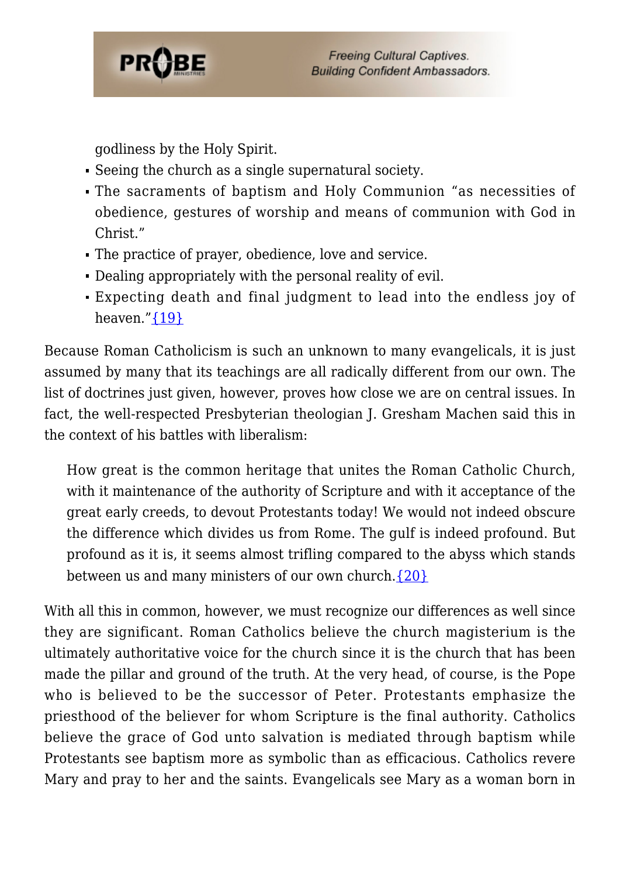godliness by the Holy Spirit.

- Seeing the church as a single supernatural society.
- The sacraments of baptism and Holy Communion "as necessities of obedience, gestures of worship and means of communion with God in Christ."
- The practice of prayer, obedience, love and service.
- Dealing appropriately with the personal reality of evil.
- Expecting death and final judgment to lead into the endless joy of heaven."{19}

Because Roman Catholicism is such an unknown to many evangelicals, it is just assumed by many that its teachings are all radically different from our own. The list of doctrines just given, however, proves how close we are on central issues. In fact, the well-respected Presbyterian theologian J. Gresham Machen said this in the context of his battles with liberalism:

> How great is the common heritage that unites the Roman Catholic Church, with it maintenance of the authority of Scripture and with it acceptance of the great early creeds, to devout Protestants today! We would not indeed obscure the difference which divides us from Rome. The gulf is indeed profound. But profound as it is, it seems almost trifling compared to the abyss which stands between us and many ministers of our own church.{20}

With all this in common, however, we must recognize our differences as well since they are significant. Roman Catholics believe the church magisterium is the ultimately authoritative voice for the church since it is the church that has been made the pillar and ground of the truth. At the very head, of course, is the Pope who is believed to be the successor of Peter. Protestants emphasize the priesthood of the believer for whom Scripture is the final authority. Catholics believe the grace of God unto salvation is mediated through baptism while Protestants see baptism more as symbolic than as efficacious. Catholics revere Mary and pray to her and the saints. Evangelicals see Mary as a woman born in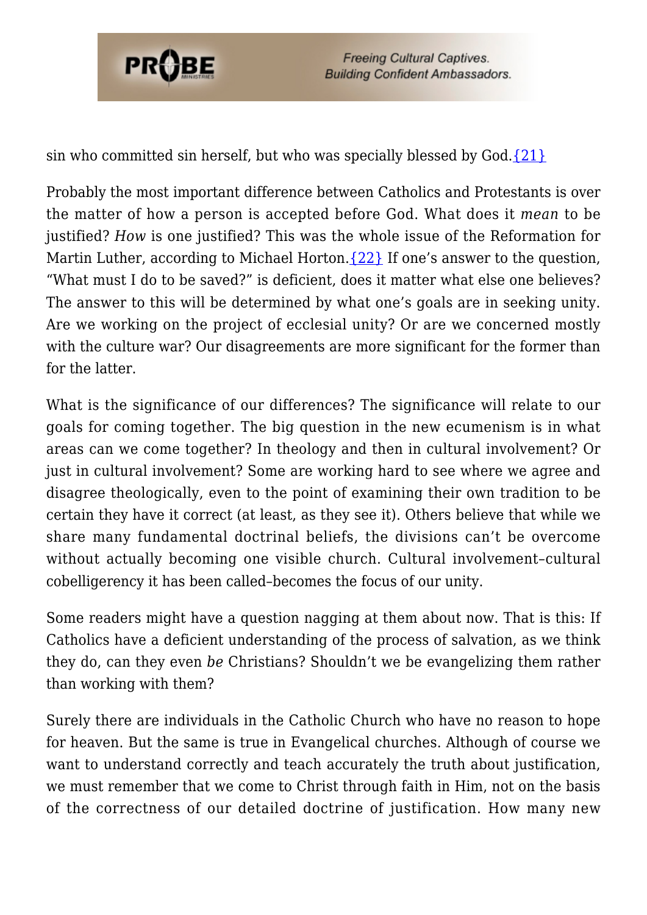sin who committed sin herself, but who was specially blessed by God.{21}

Probably the most important difference between Catholics and Protestants is over the matter of how a person is accepted before God. What does it *mean* to be justified? *How* is one justified? This was the whole issue of the Reformation for Martin Luther, according to Michael Horton.{22} If one's answer to the question, "What must I do to be saved?" is deficient, does it matter what else one believes? The answer to this will be determined by what one's goals are in seeking unity. Are we working on the project of ecclesial unity? Or are we concerned mostly with the culture war? Our disagreements are more significant for the former than for the latter.

What is the significance of our differences? The significance will relate to our goals for coming together. The big question in the new ecumenism is in what areas can we come together? In theology and then in cultural involvement? Or just in cultural involvement? Some are working hard to see where we agree and disagree theologically, even to the point of examining their own tradition to be certain they have it correct (at least, as they see it). Others believe that while we share many fundamental doctrinal beliefs, the divisions can't be overcome without actually becoming one visible church. Cultural involvement–cultural cobelligerency it has been called–becomes the focus of our unity.

Some readers might have a question nagging at them about now. That is this: If Catholics have a deficient understanding of the process of salvation, as we think they do, can they even *be* Christians? Shouldn't we be evangelizing them rather than working with them?

Surely there are individuals in the Catholic Church who have no reason to hope for heaven. But the same is true in Evangelical churches. Although of course we want to understand correctly and teach accurately the truth about justification, we must remember that we come to Christ through faith in Him, not on the basis of the correctness of our detailed doctrine of justification. How many new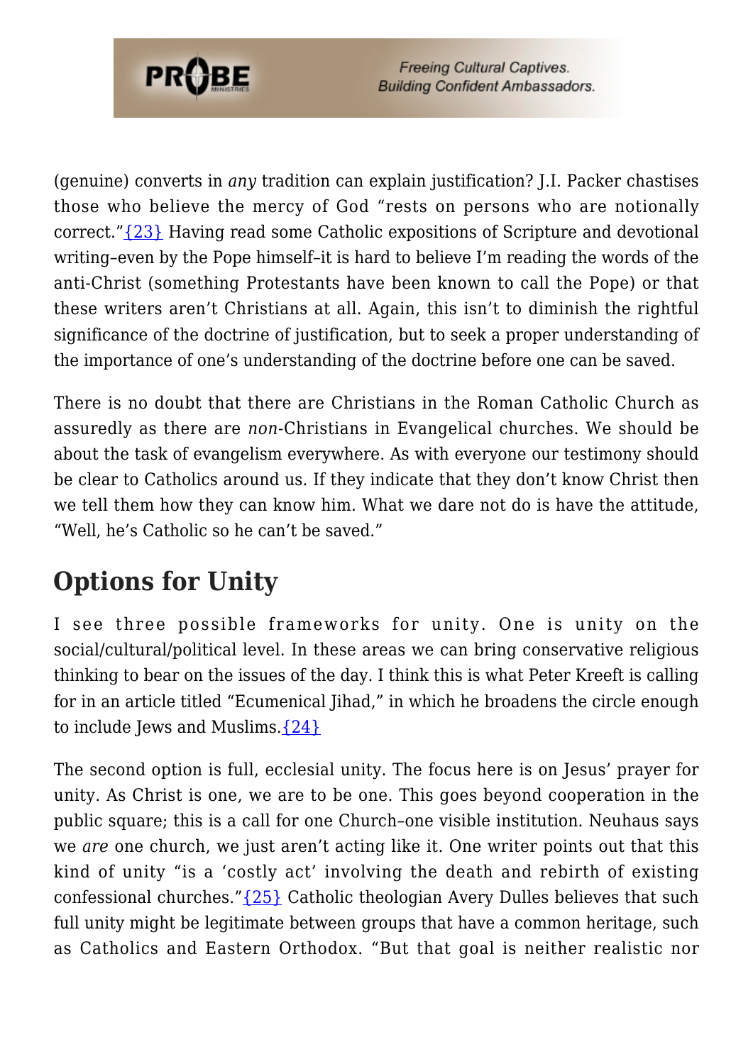(genuine) converts in *any* tradition can explain justification? J.I. Packer chastises those who believe the mercy of God "rests on persons who are notionally correct."{23} Having read some Catholic expositions of Scripture and devotional writing–even by the Pope himself–it is hard to believe I'm reading the words of the anti-Christ (something Protestants have been known to call the Pope) or that these writers aren't Christians at all. Again, this isn't to diminish the rightful significance of the doctrine of justification, but to seek a proper understanding of the importance of one's understanding of the doctrine before one can be saved.

There is no doubt that there are Christians in the Roman Catholic Church as assuredly as there are *non*-Christians in Evangelical churches. We should be about the task of evangelism everywhere. As with everyone our testimony should be clear to Catholics around us. If they indicate that they don't know Christ then we tell them how they can know him. What we dare not do is have the attitude, "Well, he's Catholic so he can't be saved."

## Options for Unity

I see three possible frameworks for unity. One is unity on the social/cultural/political level. In these areas we can bring conservative religious thinking to bear on the issues of the day. I think this is what Peter Kreeft is calling for in an article titled "Ecumenical Jihad," in which he broadens the circle enough to include Jews and Muslims.{24}

The second option is full, ecclesial unity. The focus here is on Jesus' prayer for unity. As Christ is one, we are to be one. This goes beyond cooperation in the public square; this is a call for one Church–one visible institution. Neuhaus says we *are* one church, we just aren't acting like it. One writer points out that this kind of unity "is a 'costly act' involving the death and rebirth of existing confessional churches."{25} Catholic theologian Avery Dulles believes that such full unity might be legitimate between groups that have a common heritage, such as Catholics and Eastern Orthodox. "But that goal is neither realistic nor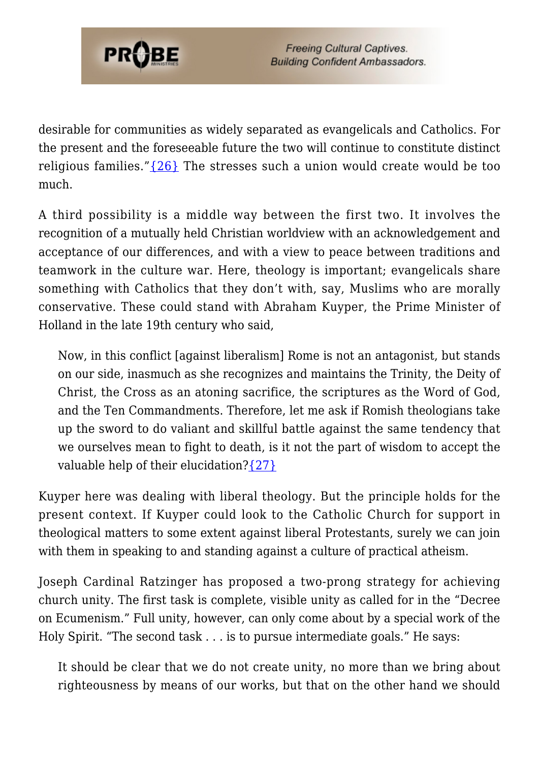desirable for communities as widely separated as evangelicals and Catholics. For the present and the foreseeable future the two will continue to constitute distinct religious families."{26} The stresses such a union would create would be too much.

A third possibility is a middle way between the first two. It involves the recognition of a mutually held Christian worldview with an acknowledgement and acceptance of our differences, and with a view to peace between traditions and teamwork in the culture war. Here, theology is important; evangelicals share something with Catholics that they don't with, say, Muslims who are morally conservative. These could stand with Abraham Kuyper, the Prime Minister of Holland in the late 19th century who said,

> Now, in this conflict [against liberalism] Rome is not an antagonist, but stands on our side, inasmuch as she recognizes and maintains the Trinity, the Deity of Christ, the Cross as an atoning sacrifice, the scriptures as the Word of God, and the Ten Commandments. Therefore, let me ask if Romish theologians take up the sword to do valiant and skillful battle against the same tendency that we ourselves mean to fight to death, is it not the part of wisdom to accept the valuable help of their elucidation?{27}

Kuyper here was dealing with liberal theology. But the principle holds for the present context. If Kuyper could look to the Catholic Church for support in theological matters to some extent against liberal Protestants, surely we can join with them in speaking to and standing against a culture of practical atheism.

Joseph Cardinal Ratzinger has proposed a two-prong strategy for achieving church unity. The first task is complete, visible unity as called for in the "Decree on Ecumenism." Full unity, however, can only come about by a special work of the Holy Spirit. "The second task . . . is to pursue intermediate goals." He says:

> It should be clear that we do not create unity, no more than we bring about righteousness by means of our works, but that on the other hand we should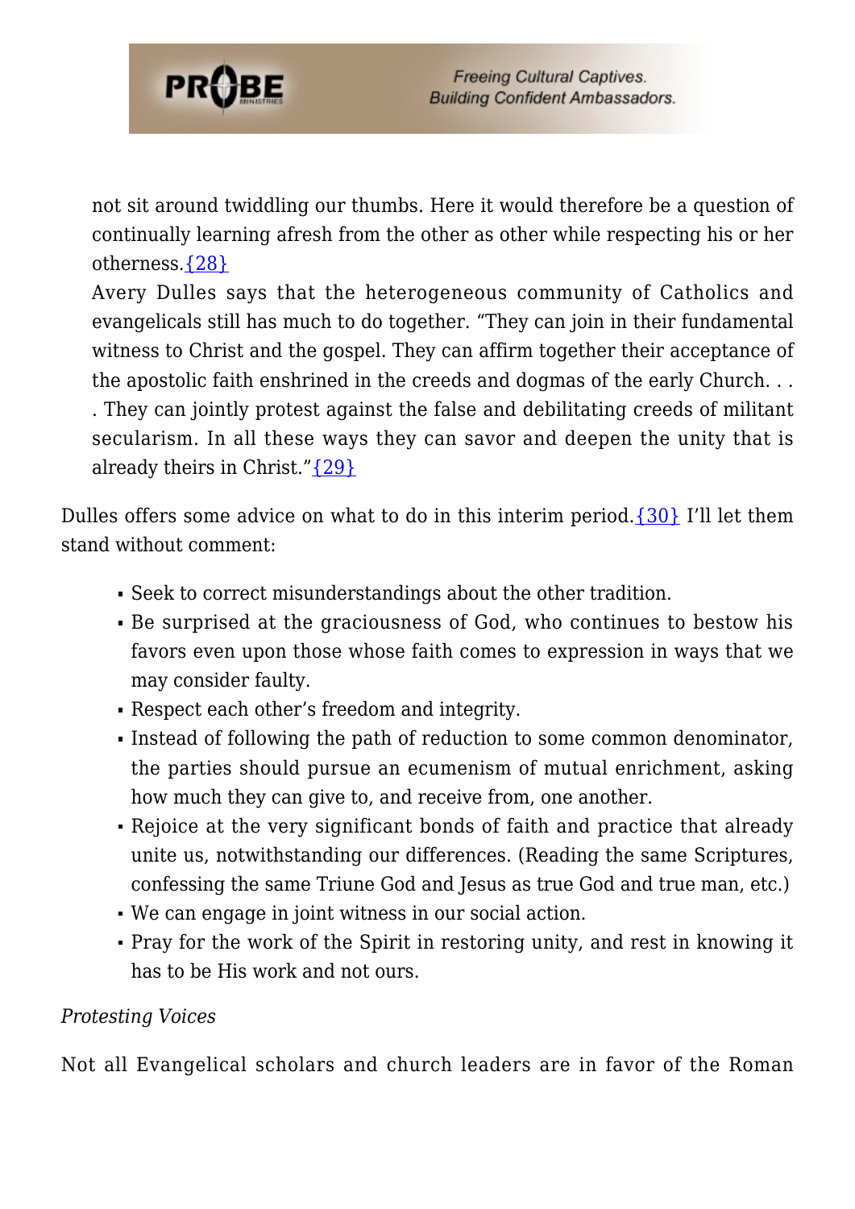not sit around twiddling our thumbs. Here it would therefore be a question of continually learning afresh from the other as other while respecting his or her otherness.{28}

Avery Dulles says that the heterogeneous community of Catholics and evangelicals still has much to do together. "They can join in their fundamental witness to Christ and the gospel. They can affirm together their acceptance of the apostolic faith enshrined in the creeds and dogmas of the early Church. . . . They can jointly protest against the false and debilitating creeds of militant secularism. In all these ways they can savor and deepen the unity that is already theirs in Christ."{29}

Dulles offers some advice on what to do in this interim period.{30} I'll let them stand without comment:

- Seek to correct misunderstandings about the other tradition.
- Be surprised at the graciousness of God, who continues to bestow his favors even upon those whose faith comes to expression in ways that we may consider faulty.
- Respect each other's freedom and integrity.
- Instead of following the path of reduction to some common denominator, the parties should pursue an ecumenism of mutual enrichment, asking how much they can give to, and receive from, one another.
- Rejoice at the very significant bonds of faith and practice that already unite us, notwithstanding our differences. (Reading the same Scriptures, confessing the same Triune God and Jesus as true God and true man, etc.)
- We can engage in joint witness in our social action.
- Pray for the work of the Spirit in restoring unity, and rest in knowing it has to be His work and not ours.

*Protesting Voices*

Not all Evangelical scholars and church leaders are in favor of the Roman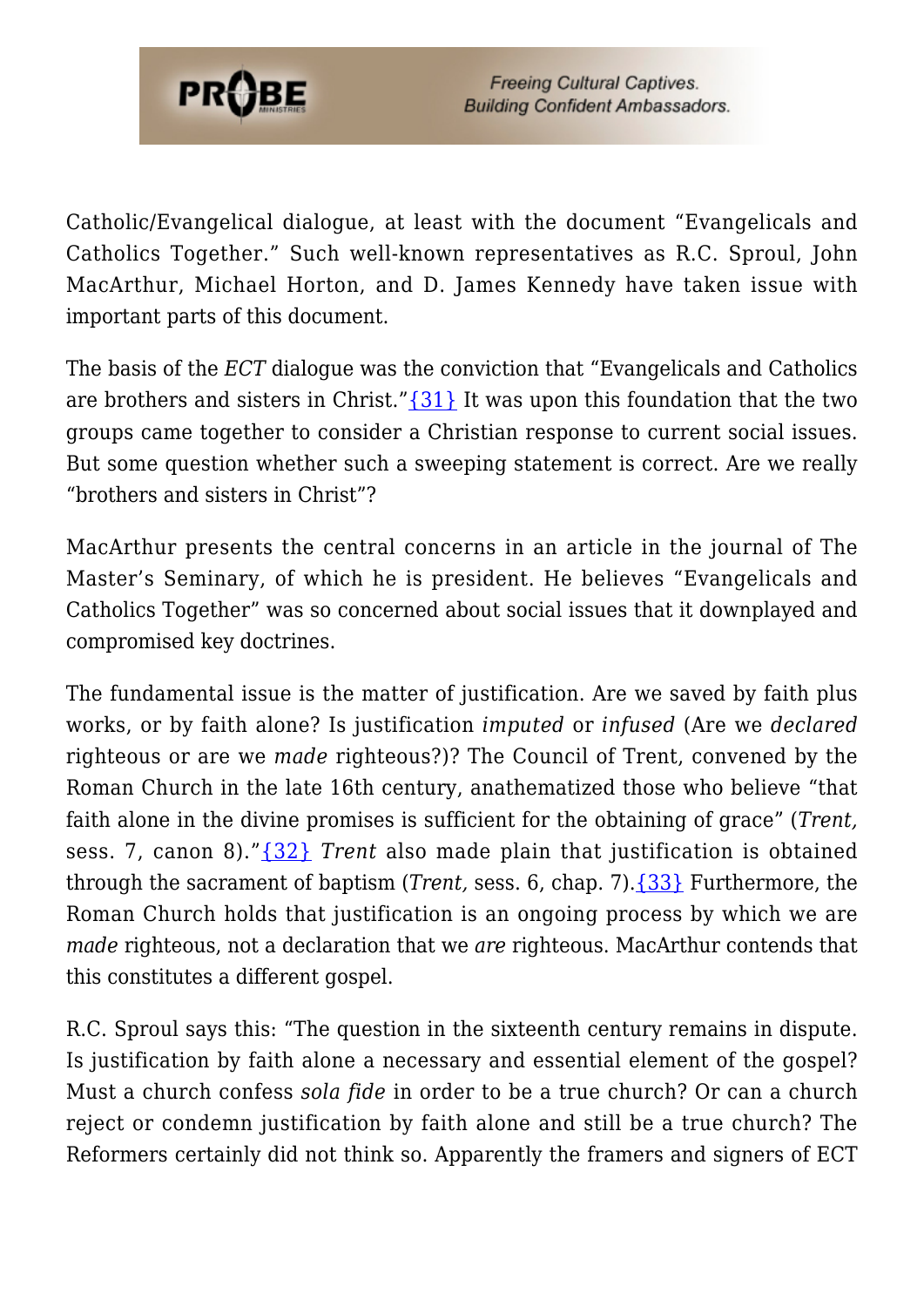Catholic/Evangelical dialogue, at least with the document "Evangelicals and Catholics Together." Such well-known representatives as R.C. Sproul, John MacArthur, Michael Horton, and D. James Kennedy have taken issue with important parts of this document.

The basis of the *ECT* dialogue was the conviction that "Evangelicals and Catholics are brothers and sisters in Christ."{31} It was upon this foundation that the two groups came together to consider a Christian response to current social issues. But some question whether such a sweeping statement is correct. Are we really "brothers and sisters in Christ"?

MacArthur presents the central concerns in an article in the journal of The Master's Seminary, of which he is president. He believes "Evangelicals and Catholics Together" was so concerned about social issues that it downplayed and compromised key doctrines.

The fundamental issue is the matter of justification. Are we saved by faith plus works, or by faith alone? Is justification *imputed* or *infused* (Are we *declared* righteous or are we *made* righteous?)? The Council of Trent, convened by the Roman Church in the late 16th century, anathematized those who believe "that faith alone in the divine promises is sufficient for the obtaining of grace" (*Trent,* sess. 7, canon 8)."{32} *Trent* also made plain that justification is obtained through the sacrament of baptism (*Trent,* sess. 6, chap. 7).{33} Furthermore, the Roman Church holds that justification is an ongoing process by which we are *made* righteous, not a declaration that we *are* righteous. MacArthur contends that this constitutes a different gospel.

R.C. Sproul says this: "The question in the sixteenth century remains in dispute. Is justification by faith alone a necessary and essential element of the gospel? Must a church confess *sola fide* in order to be a true church? Or can a church reject or condemn justification by faith alone and still be a true church? The Reformers certainly did not think so. Apparently the framers and signers of ECT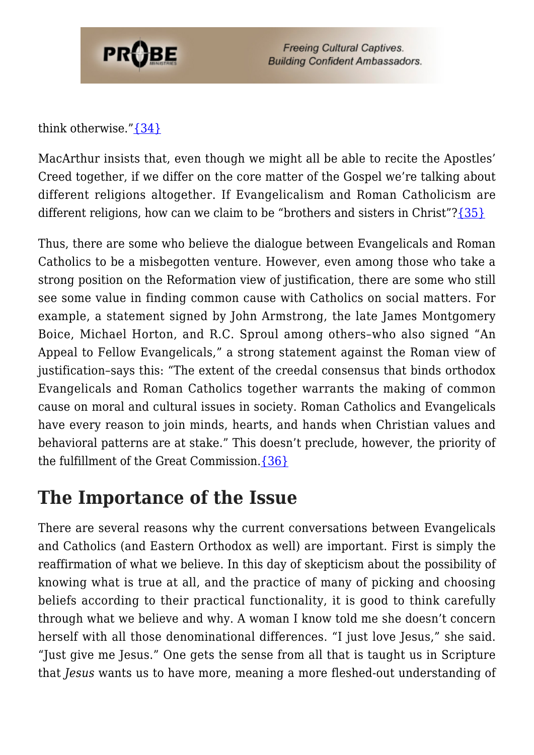think otherwise."{34}

MacArthur insists that, even though we might all be able to recite the Apostles' Creed together, if we differ on the core matter of the Gospel we're talking about different religions altogether. If Evangelicalism and Roman Catholicism are different religions, how can we claim to be "brothers and sisters in Christ"?{35}

Thus, there are some who believe the dialogue between Evangelicals and Roman Catholics to be a misbegotten venture. However, even among those who take a strong position on the Reformation view of justification, there are some who still see some value in finding common cause with Catholics on social matters. For example, a statement signed by John Armstrong, the late James Montgomery Boice, Michael Horton, and R.C. Sproul among others–who also signed "An Appeal to Fellow Evangelicals," a strong statement against the Roman view of justification–says this: "The extent of the creedal consensus that binds orthodox Evangelicals and Roman Catholics together warrants the making of common cause on moral and cultural issues in society. Roman Catholics and Evangelicals have every reason to join minds, hearts, and hands when Christian values and behavioral patterns are at stake." This doesn't preclude, however, the priority of the fulfillment of the Great Commission.{36}

## The Importance of the Issue

There are several reasons why the current conversations between Evangelicals and Catholics (and Eastern Orthodox as well) are important. First is simply the reaffirmation of what we believe. In this day of skepticism about the possibility of knowing what is true at all, and the practice of many of picking and choosing beliefs according to their practical functionality, it is good to think carefully through what we believe and why. A woman I know told me she doesn't concern herself with all those denominational differences. "I just love Jesus," she said. "Just give me Jesus." One gets the sense from all that is taught us in Scripture that *Jesus* wants us to have more, meaning a more fleshed-out understanding of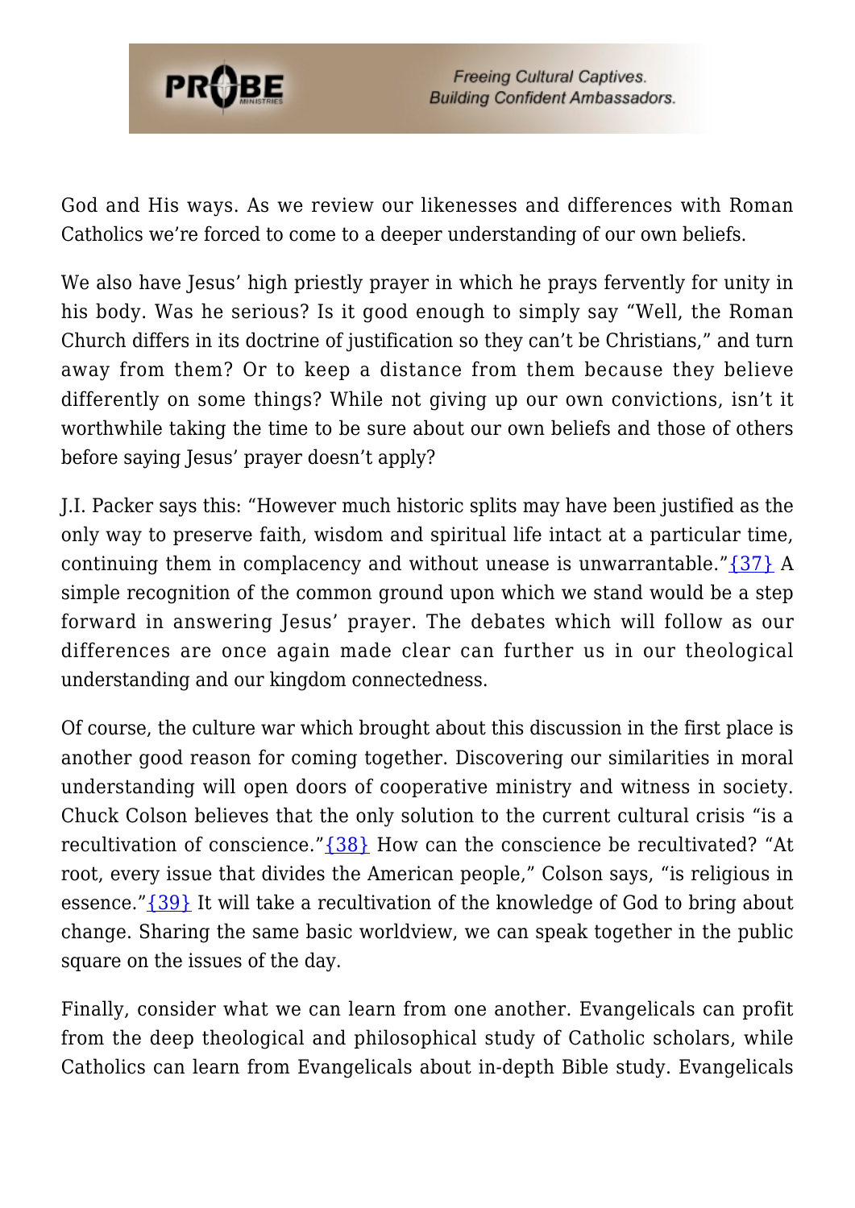God and His ways. As we review our likenesses and differences with Roman Catholics we're forced to come to a deeper understanding of our own beliefs.

We also have Jesus' high priestly prayer in which he prays fervently for unity in his body. Was he serious? Is it good enough to simply say "Well, the Roman Church differs in its doctrine of justification so they can't be Christians," and turn away from them? Or to keep a distance from them because they believe differently on some things? While not giving up our own convictions, isn't it worthwhile taking the time to be sure about our own beliefs and those of others before saying Jesus' prayer doesn't apply?

J.I. Packer says this: "However much historic splits may have been justified as the only way to preserve faith, wisdom and spiritual life intact at a particular time, continuing them in complacency and without unease is unwarrantable."{37} A simple recognition of the common ground upon which we stand would be a step forward in answering Jesus' prayer. The debates which will follow as our differences are once again made clear can further us in our theological understanding and our kingdom connectedness.

Of course, the culture war which brought about this discussion in the first place is another good reason for coming together. Discovering our similarities in moral understanding will open doors of cooperative ministry and witness in society. Chuck Colson believes that the only solution to the current cultural crisis "is a recultivation of conscience."{38} How can the conscience be recultivated? "At root, every issue that divides the American people," Colson says, "is religious in essence."{39} It will take a recultivation of the knowledge of God to bring about change. Sharing the same basic worldview, we can speak together in the public square on the issues of the day.

Finally, consider what we can learn from one another. Evangelicals can profit from the deep theological and philosophical study of Catholic scholars, while Catholics can learn from Evangelicals about in-depth Bible study. Evangelicals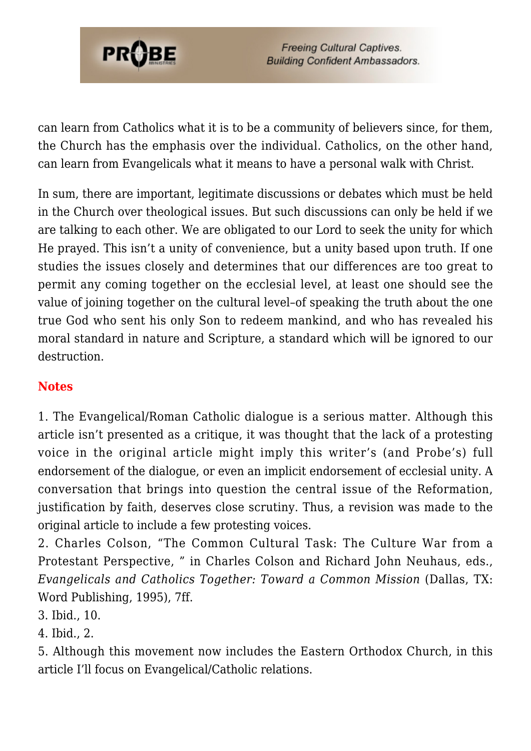can learn from Catholics what it is to be a community of believers since, for them, the Church has the emphasis over the individual. Catholics, on the other hand, can learn from Evangelicals what it means to have a personal walk with Christ.

In sum, there are important, legitimate discussions or debates which must be held in the Church over theological issues. But such discussions can only be held if we are talking to each other. We are obligated to our Lord to seek the unity for which He prayed. This isn't a unity of convenience, but a unity based upon truth. If one studies the issues closely and determines that our differences are too great to permit any coming together on the ecclesial level, at least one should see the value of joining together on the cultural level–of speaking the truth about the one true God who sent his only Son to redeem mankind, and who has revealed his moral standard in nature and Scripture, a standard which will be ignored to our destruction.

### Notes

1. The Evangelical/Roman Catholic dialogue is a serious matter. Although this article isn't presented as a critique, it was thought that the lack of a protesting voice in the original article might imply this writer's (and Probe's) full endorsement of the dialogue, or even an implicit endorsement of ecclesial unity. A conversation that brings into question the central issue of the Reformation, justification by faith, deserves close scrutiny. Thus, a revision was made to the original article to include a few protesting voices.
2. Charles Colson, "The Common Cultural Task: The Culture War from a Protestant Perspective, " in Charles Colson and Richard John Neuhaus, eds., *Evangelicals and Catholics Together: Toward a Common Mission* (Dallas, TX: Word Publishing, 1995), 7ff.
3. Ibid., 10.
4. Ibid., 2.
5. Although this movement now includes the Eastern Orthodox Church, in this article I'll focus on Evangelical/Catholic relations.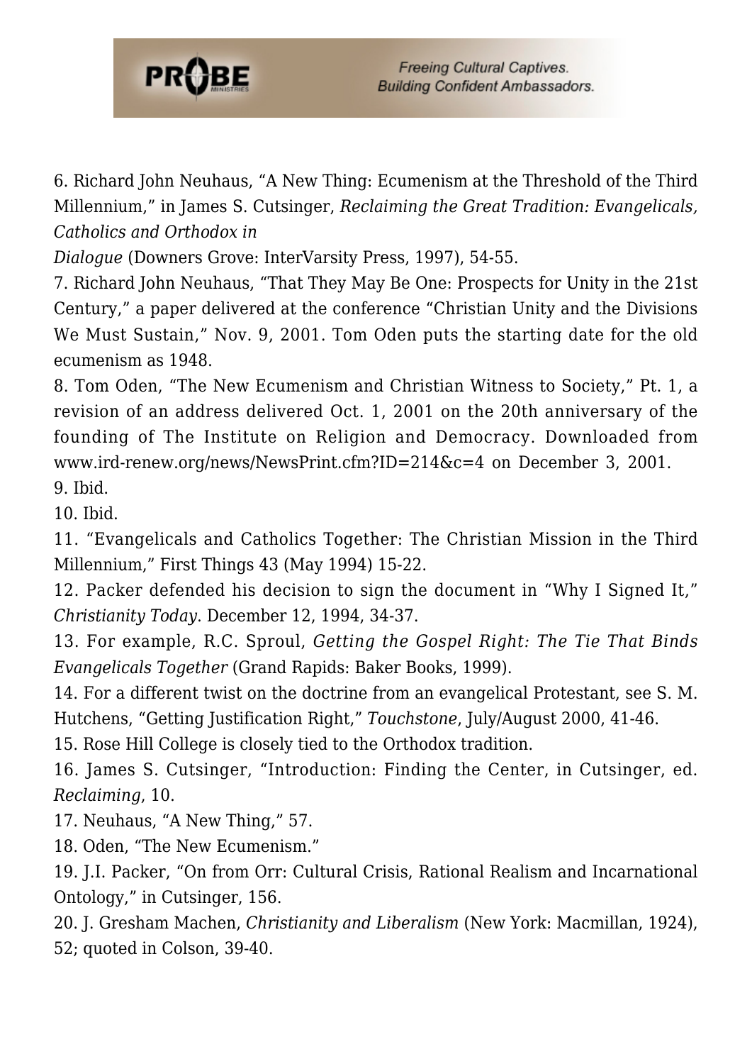6. Richard John Neuhaus, "A New Thing: Ecumenism at the Threshold of the Third Millennium," in James S. Cutsinger, *Reclaiming the Great Tradition: Evangelicals, Catholics and Orthodox in Dialogue* (Downers Grove: InterVarsity Press, 1997), 54-55.

7. Richard John Neuhaus, "That They May Be One: Prospects for Unity in the 21st Century," a paper delivered at the conference "Christian Unity and the Divisions We Must Sustain," Nov. 9, 2001. Tom Oden puts the starting date for the old ecumenism as 1948.

8. Tom Oden, "The New Ecumenism and Christian Witness to Society," Pt. 1, a revision of an address delivered Oct. 1, 2001 on the 20th anniversary of the founding of The Institute on Religion and Democracy. Downloaded from www.ird-renew.org/news/NewsPrint.cfm?ID=214&c=4 on December 3, 2001.

9. Ibid.

10. Ibid.

11. "Evangelicals and Catholics Together: The Christian Mission in the Third Millennium," First Things 43 (May 1994) 15-22.

12. Packer defended his decision to sign the document in "Why I Signed It," *Christianity Today*. December 12, 1994, 34-37.

13. For example, R.C. Sproul, *Getting the Gospel Right: The Tie That Binds Evangelicals Together* (Grand Rapids: Baker Books, 1999).

14. For a different twist on the doctrine from an evangelical Protestant, see S. M. Hutchens, "Getting Justification Right," *Touchstone*, July/August 2000, 41-46.

15. Rose Hill College is closely tied to the Orthodox tradition.

16. James S. Cutsinger, "Introduction: Finding the Center, in Cutsinger, ed. *Reclaiming*, 10.

17. Neuhaus, "A New Thing," 57.

18. Oden, "The New Ecumenism."

19. J.I. Packer, "On from Orr: Cultural Crisis, Rational Realism and Incarnational Ontology," in Cutsinger, 156.

20. J. Gresham Machen, *Christianity and Liberalism* (New York: Macmillan, 1924), 52; quoted in Colson, 39-40.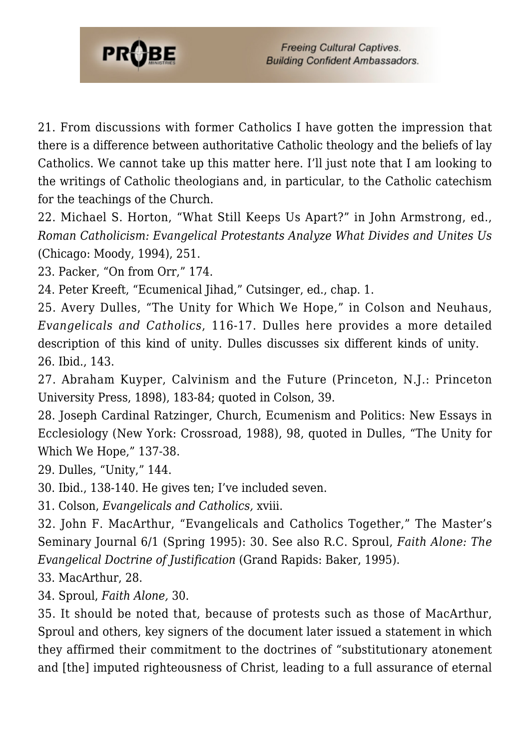21. From discussions with former Catholics I have gotten the impression that there is a difference between authoritative Catholic theology and the beliefs of lay Catholics. We cannot take up this matter here. I'll just note that I am looking to the writings of Catholic theologians and, in particular, to the Catholic catechism for the teachings of the Church.

22. Michael S. Horton, "What Still Keeps Us Apart?" in John Armstrong, ed., *Roman Catholicism: Evangelical Protestants Analyze What Divides and Unites Us* (Chicago: Moody, 1994), 251.

23. Packer, "On from Orr," 174.

24. Peter Kreeft, "Ecumenical Jihad," Cutsinger, ed., chap. 1.

25. Avery Dulles, "The Unity for Which We Hope," in Colson and Neuhaus, *Evangelicals and Catholics*, 116-17. Dulles here provides a more detailed description of this kind of unity. Dulles discusses six different kinds of unity.

26. Ibid., 143.

27. Abraham Kuyper, Calvinism and the Future (Princeton, N.J.: Princeton University Press, 1898), 183-84; quoted in Colson, 39.

28. Joseph Cardinal Ratzinger, Church, Ecumenism and Politics: New Essays in Ecclesiology (New York: Crossroad, 1988), 98, quoted in Dulles, "The Unity for Which We Hope," 137-38.

29. Dulles, "Unity," 144.

30. Ibid., 138-140. He gives ten; I've included seven.

31. Colson, *Evangelicals and Catholics,* xviii.

32. John F. MacArthur, "Evangelicals and Catholics Together," The Master's Seminary Journal 6/1 (Spring 1995): 30. See also R.C. Sproul, *Faith Alone: The Evangelical Doctrine of Justification* (Grand Rapids: Baker, 1995).

33. MacArthur, 28.

34. Sproul, *Faith Alone,* 30.

35. It should be noted that, because of protests such as those of MacArthur, Sproul and others, key signers of the document later issued a statement in which they affirmed their commitment to the doctrines of "substitutionary atonement and [the] imputed righteousness of Christ, leading to a full assurance of eternal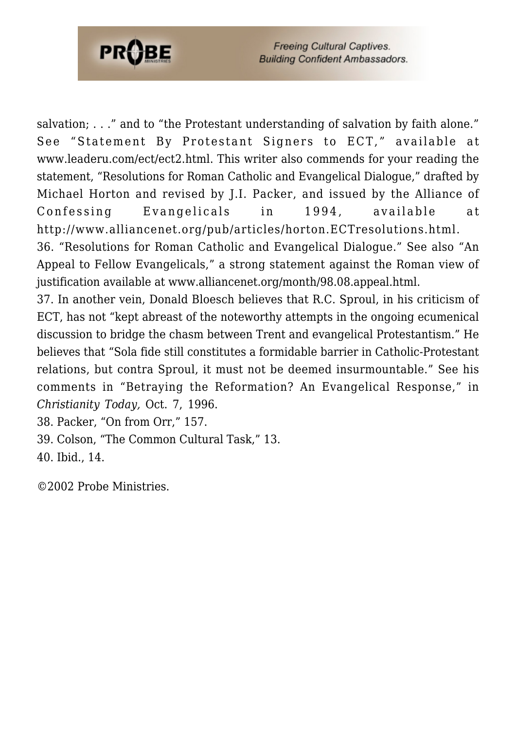salvation; . . ." and to "the Protestant understanding of salvation by faith alone." See "Statement By Protestant Signers to ECT," available at www.leaderu.com/ect/ect2.html. This writer also commends for your reading the statement, "Resolutions for Roman Catholic and Evangelical Dialogue," drafted by Michael Horton and revised by J.I. Packer, and issued by the Alliance of Confessing Evangelicals in 1994, available at http://www.alliancenet.org/pub/articles/horton.ECTresolutions.html.

36. "Resolutions for Roman Catholic and Evangelical Dialogue." See also "An Appeal to Fellow Evangelicals," a strong statement against the Roman view of justification available at www.alliancenet.org/month/98.08.appeal.html.

37. In another vein, Donald Bloesch believes that R.C. Sproul, in his criticism of ECT, has not "kept abreast of the noteworthy attempts in the ongoing ecumenical discussion to bridge the chasm between Trent and evangelical Protestantism." He believes that "Sola fide still constitutes a formidable barrier in Catholic-Protestant relations, but contra Sproul, it must not be deemed insurmountable." See his comments in "Betraying the Reformation? An Evangelical Response," in *Christianity Today,* Oct. 7, 1996.

38. Packer, "On from Orr," 157.

39. Colson, "The Common Cultural Task," 13.

40. Ibid., 14.

©2002 Probe Ministries.